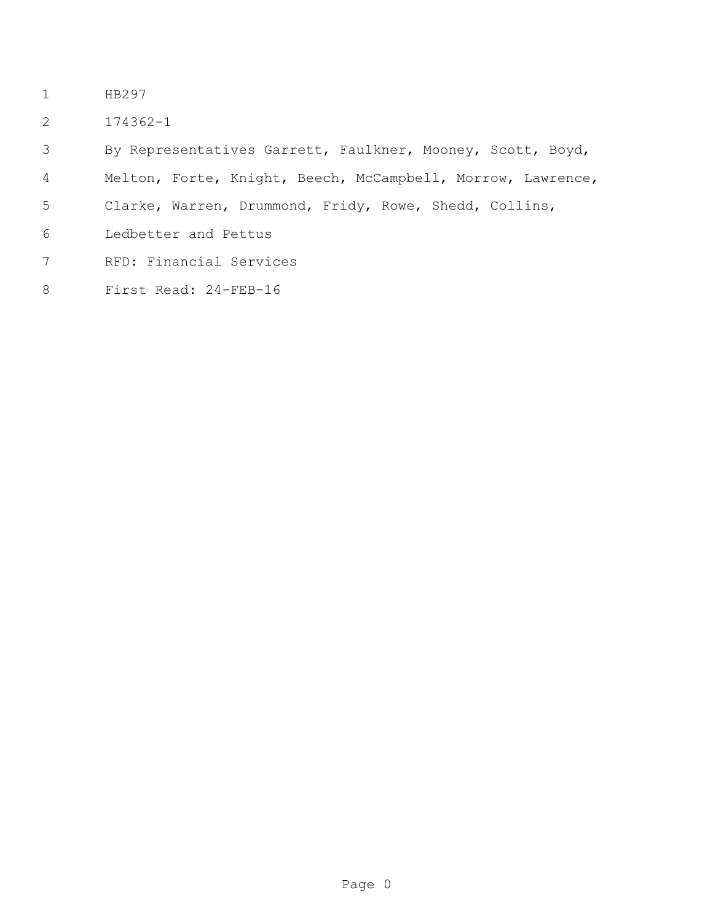HB297

174362-1

By Representatives Garrett, Faulkner, Mooney, Scott, Boyd, Melton, Forte, Knight, Beech, McCampbell, Morrow, Lawrence, Clarke, Warren, Drummond, Fridy, Rowe, Shedd, Collins, Ledbetter and Pettus

RFD: Financial Services

First Read: 24-FEB-16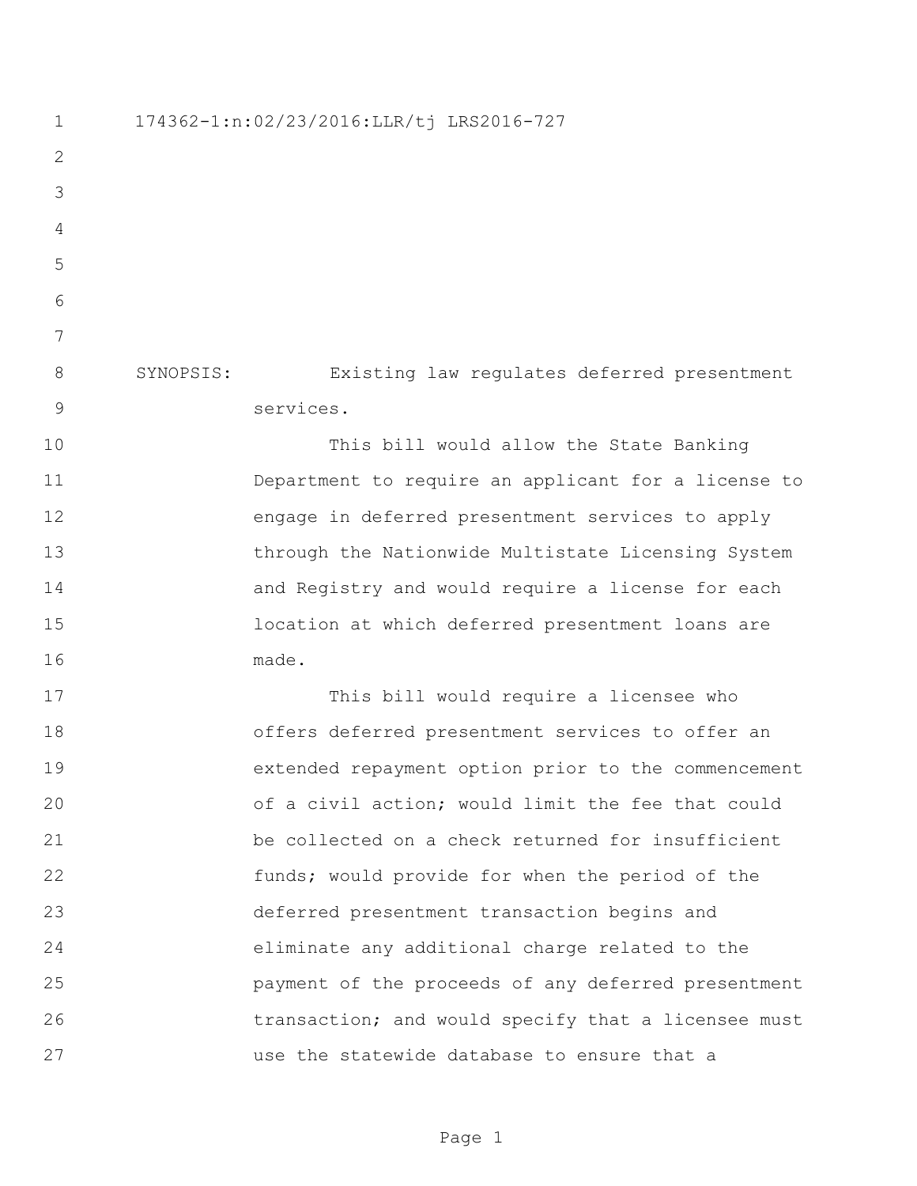174362-1:n:02/23/2016:LLR/tj LRS2016-727

SYNOPSIS: Existing law regulates deferred presentment services.

This bill would allow the State Banking Department to require an applicant for a license to engage in deferred presentment services to apply through the Nationwide Multistate Licensing System and Registry and would require a license for each location at which deferred presentment loans are made.

This bill would require a licensee who offers deferred presentment services to offer an extended repayment option prior to the commencement of a civil action; would limit the fee that could be collected on a check returned for insufficient funds; would provide for when the period of the deferred presentment transaction begins and eliminate any additional charge related to the payment of the proceeds of any deferred presentment transaction; and would specify that a licensee must use the statewide database to ensure that a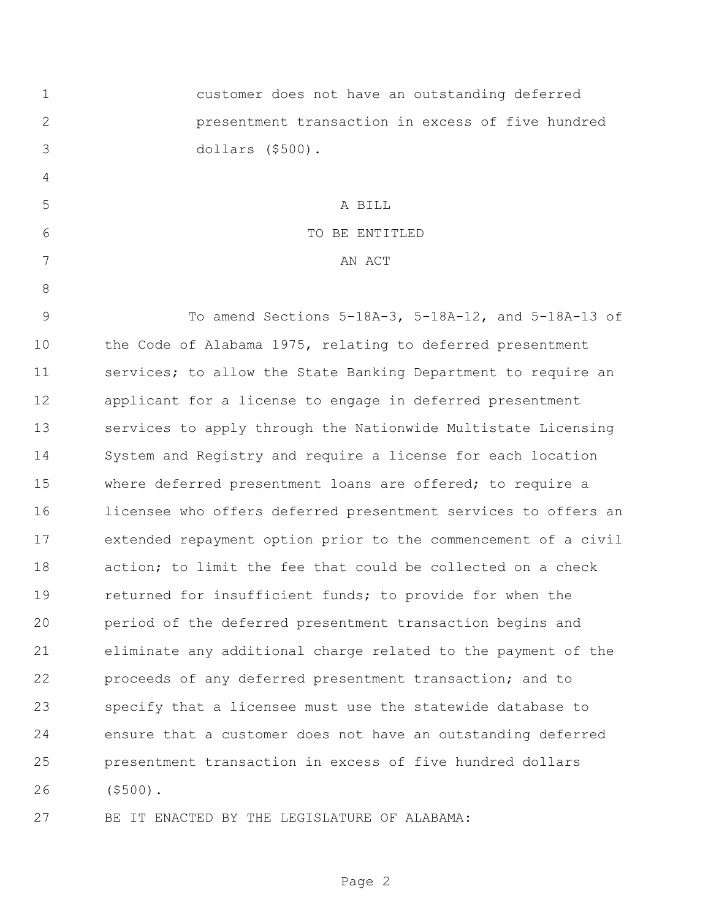customer does not have an outstanding deferred presentment transaction in excess of five hundred dollars ($500).

A BILL

TO BE ENTITLED

AN ACT

To amend Sections 5-18A-3, 5-18A-12, and 5-18A-13 of the Code of Alabama 1975, relating to deferred presentment services; to allow the State Banking Department to require an applicant for a license to engage in deferred presentment services to apply through the Nationwide Multistate Licensing System and Registry and require a license for each location where deferred presentment loans are offered; to require a licensee who offers deferred presentment services to offers an extended repayment option prior to the commencement of a civil action; to limit the fee that could be collected on a check returned for insufficient funds; to provide for when the period of the deferred presentment transaction begins and eliminate any additional charge related to the payment of the proceeds of any deferred presentment transaction; and to specify that a licensee must use the statewide database to ensure that a customer does not have an outstanding deferred presentment transaction in excess of five hundred dollars ($500).

BE IT ENACTED BY THE LEGISLATURE OF ALABAMA: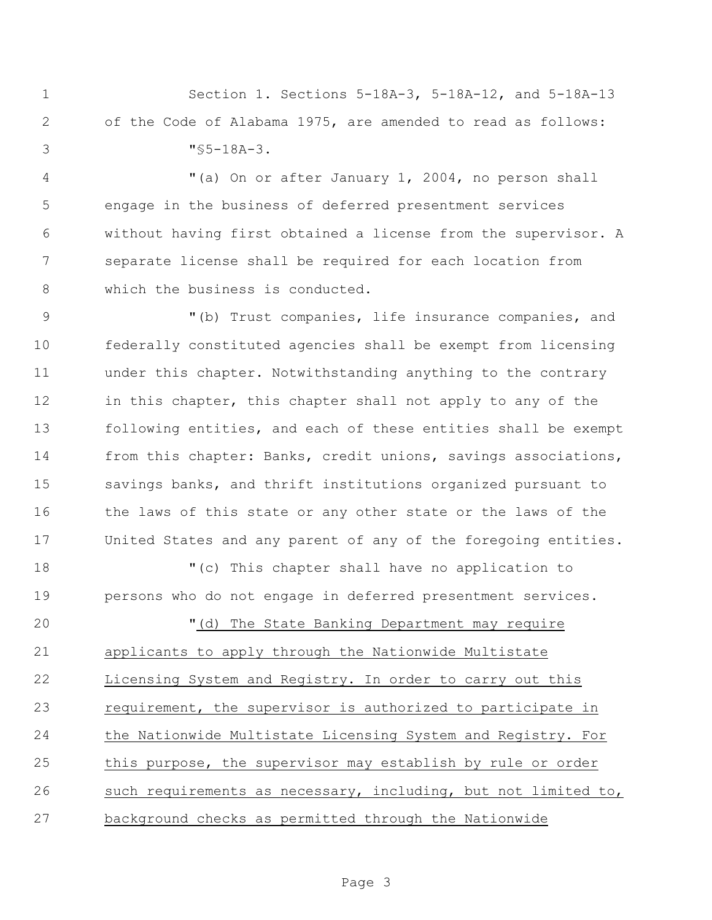Section 1. Sections 5-18A-3, 5-18A-12, and 5-18A-13 of the Code of Alabama 1975, are amended to read as follows:

"§5-18A-3.

"(a) On or after January 1, 2004, no person shall engage in the business of deferred presentment services without having first obtained a license from the supervisor. A separate license shall be required for each location from which the business is conducted.

"(b) Trust companies, life insurance companies, and federally constituted agencies shall be exempt from licensing under this chapter. Notwithstanding anything to the contrary in this chapter, this chapter shall not apply to any of the following entities, and each of these entities shall be exempt from this chapter: Banks, credit unions, savings associations, savings banks, and thrift institutions organized pursuant to the laws of this state or any other state or the laws of the United States and any parent of any of the foregoing entities.

"(c) This chapter shall have no application to persons who do not engage in deferred presentment services.

"<u>(d) The State Banking Department may require applicants to apply through the Nationwide Multistate Licensing System and Registry. In order to carry out this requirement, the supervisor is authorized to participate in the Nationwide Multistate Licensing System and Registry. For this purpose, the supervisor may establish by rule or order such requirements as necessary, including, but not limited to, background checks as permitted through the Nationwide</u>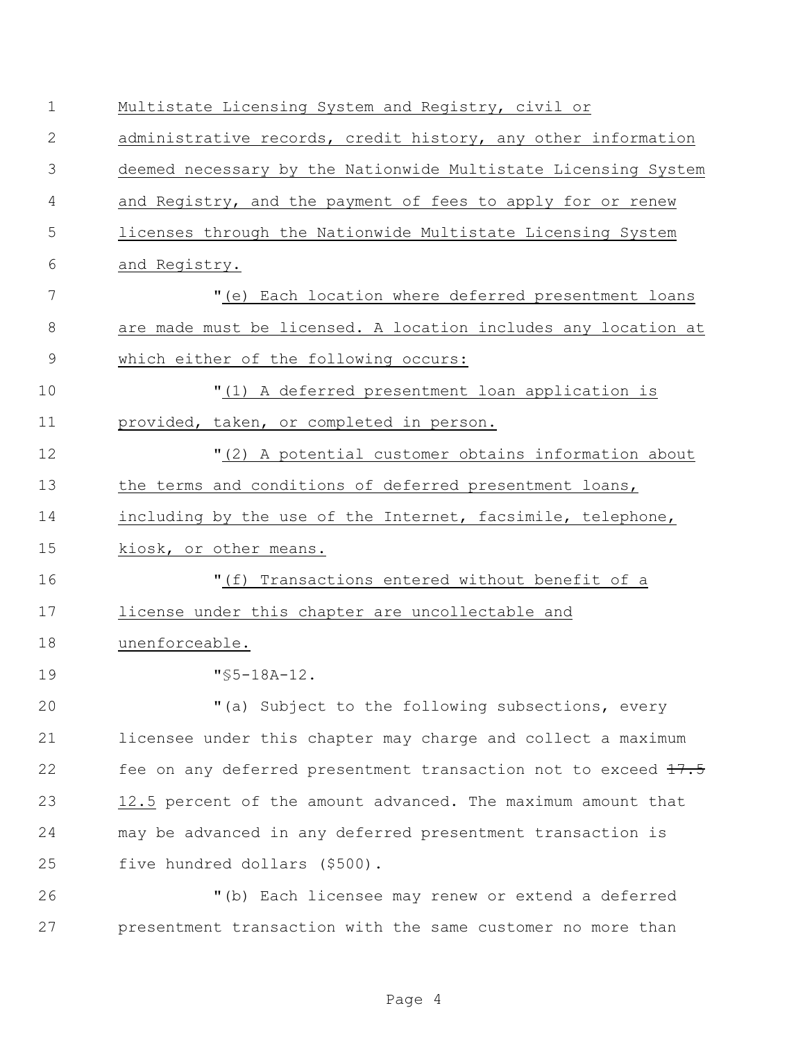Multistate Licensing System and Registry, civil or administrative records, credit history, any other information deemed necessary by the Nationwide Multistate Licensing System and Registry, and the payment of fees to apply for or renew licenses through the Nationwide Multistate Licensing System and Registry.

"(e) Each location where deferred presentment loans are made must be licensed. A location includes any location at which either of the following occurs:

"(1) A deferred presentment loan application is provided, taken, or completed in person.

"(2) A potential customer obtains information about the terms and conditions of deferred presentment loans, including by the use of the Internet, facsimile, telephone, kiosk, or other means.

"(f) Transactions entered without benefit of a license under this chapter are uncollectable and unenforceable.

"§5-18A-12.

"(a) Subject to the following subsections, every licensee under this chapter may charge and collect a maximum fee on any deferred presentment transaction not to exceed ~~17.5~~ 12.5 percent of the amount advanced. The maximum amount that may be advanced in any deferred presentment transaction is five hundred dollars ($500).

"(b) Each licensee may renew or extend a deferred presentment transaction with the same customer no more than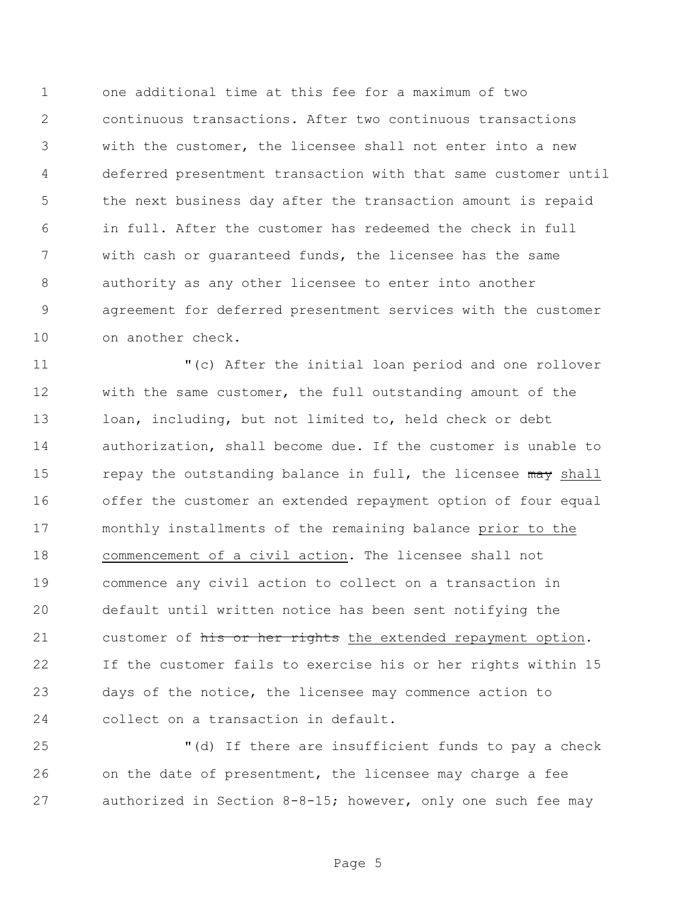one additional time at this fee for a maximum of two continuous transactions. After two continuous transactions with the customer, the licensee shall not enter into a new deferred presentment transaction with that same customer until the next business day after the transaction amount is repaid in full. After the customer has redeemed the check in full with cash or guaranteed funds, the licensee has the same authority as any other licensee to enter into another agreement for deferred presentment services with the customer on another check.

"(c) After the initial loan period and one rollover with the same customer, the full outstanding amount of the loan, including, but not limited to, held check or debt authorization, shall become due. If the customer is unable to repay the outstanding balance in full, the licensee ~~may~~ <u>shall</u> offer the customer an extended repayment option of four equal monthly installments of the remaining balance <u>prior to the commencement of a civil action</u>. The licensee shall not commence any civil action to collect on a transaction in default until written notice has been sent notifying the customer of ~~his or her rights~~ <u>the extended repayment option</u>. If the customer fails to exercise his or her rights within 15 days of the notice, the licensee may commence action to collect on a transaction in default.

"(d) If there are insufficient funds to pay a check on the date of presentment, the licensee may charge a fee authorized in Section 8-8-15; however, only one such fee may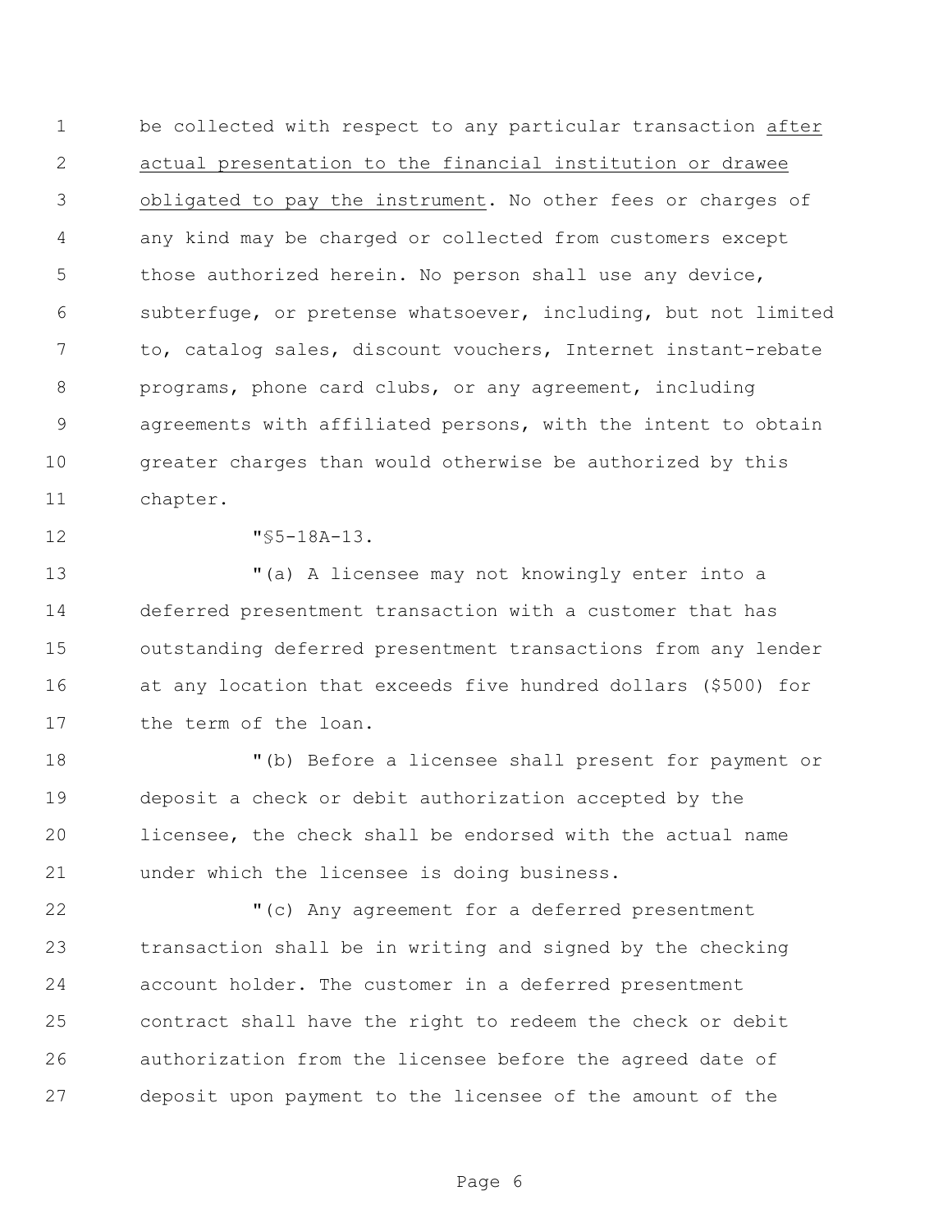be collected with respect to any particular transaction <u>after actual presentation to the financial institution or drawee obligated to pay the instrument</u>. No other fees or charges of any kind may be charged or collected from customers except those authorized herein. No person shall use any device, subterfuge, or pretense whatsoever, including, but not limited to, catalog sales, discount vouchers, Internet instant-rebate programs, phone card clubs, or any agreement, including agreements with affiliated persons, with the intent to obtain greater charges than would otherwise be authorized by this chapter.

"§5-18A-13.

"(a) A licensee may not knowingly enter into a deferred presentment transaction with a customer that has outstanding deferred presentment transactions from any lender at any location that exceeds five hundred dollars ($500) for the term of the loan.

"(b) Before a licensee shall present for payment or deposit a check or debit authorization accepted by the licensee, the check shall be endorsed with the actual name under which the licensee is doing business.

"(c) Any agreement for a deferred presentment transaction shall be in writing and signed by the checking account holder. The customer in a deferred presentment contract shall have the right to redeem the check or debit authorization from the licensee before the agreed date of deposit upon payment to the licensee of the amount of the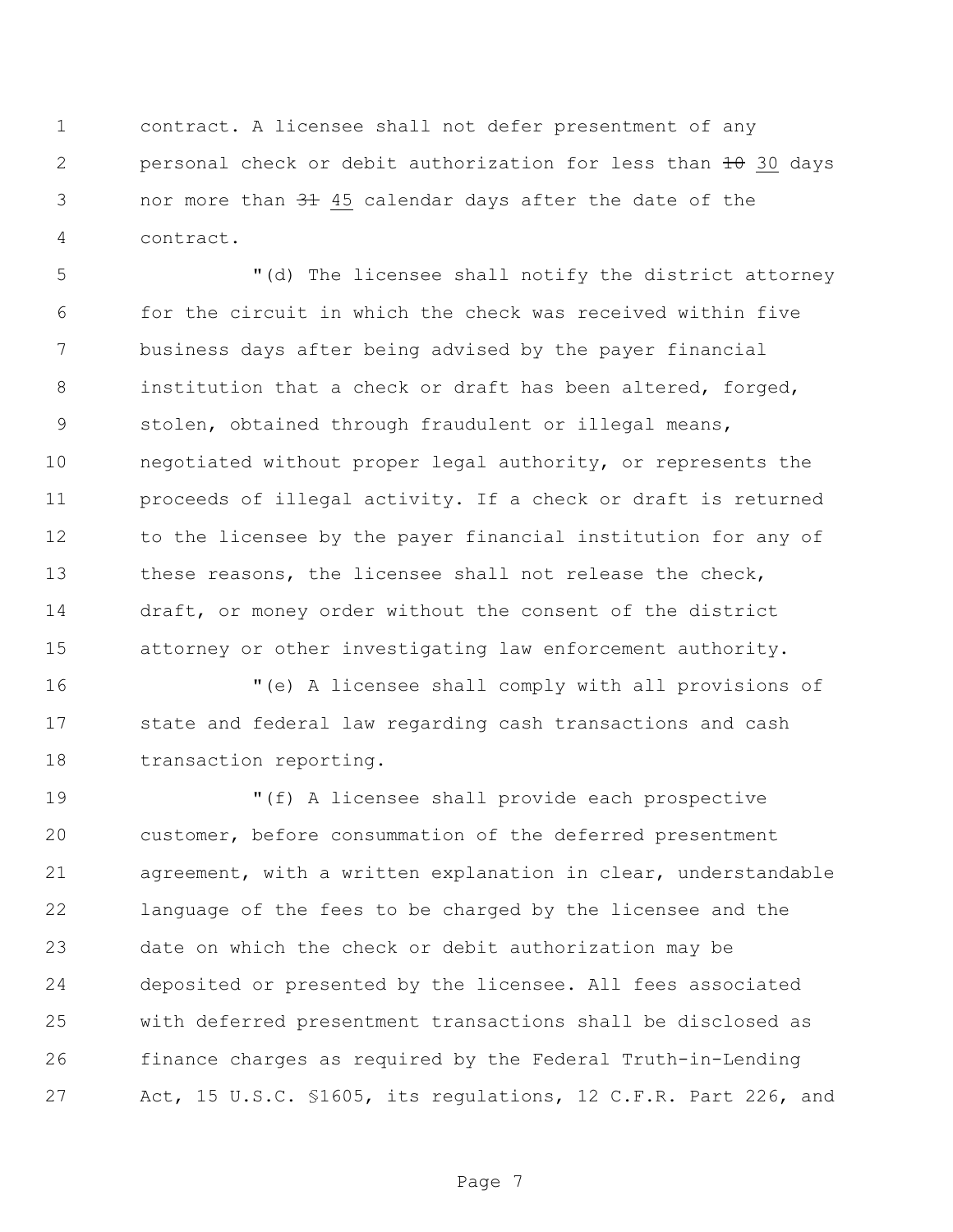contract. A licensee shall not defer presentment of any personal check or debit authorization for less than ~~10~~ 30 days nor more than ~~31~~ 45 calendar days after the date of the contract.

"(d) The licensee shall notify the district attorney for the circuit in which the check was received within five business days after being advised by the payer financial institution that a check or draft has been altered, forged, stolen, obtained through fraudulent or illegal means, negotiated without proper legal authority, or represents the proceeds of illegal activity. If a check or draft is returned to the licensee by the payer financial institution for any of these reasons, the licensee shall not release the check, draft, or money order without the consent of the district attorney or other investigating law enforcement authority.

"(e) A licensee shall comply with all provisions of state and federal law regarding cash transactions and cash transaction reporting.

"(f) A licensee shall provide each prospective customer, before consummation of the deferred presentment agreement, with a written explanation in clear, understandable language of the fees to be charged by the licensee and the date on which the check or debit authorization may be deposited or presented by the licensee. All fees associated with deferred presentment transactions shall be disclosed as finance charges as required by the Federal Truth-in-Lending Act, 15 U.S.C. §1605, its regulations, 12 C.F.R. Part 226, and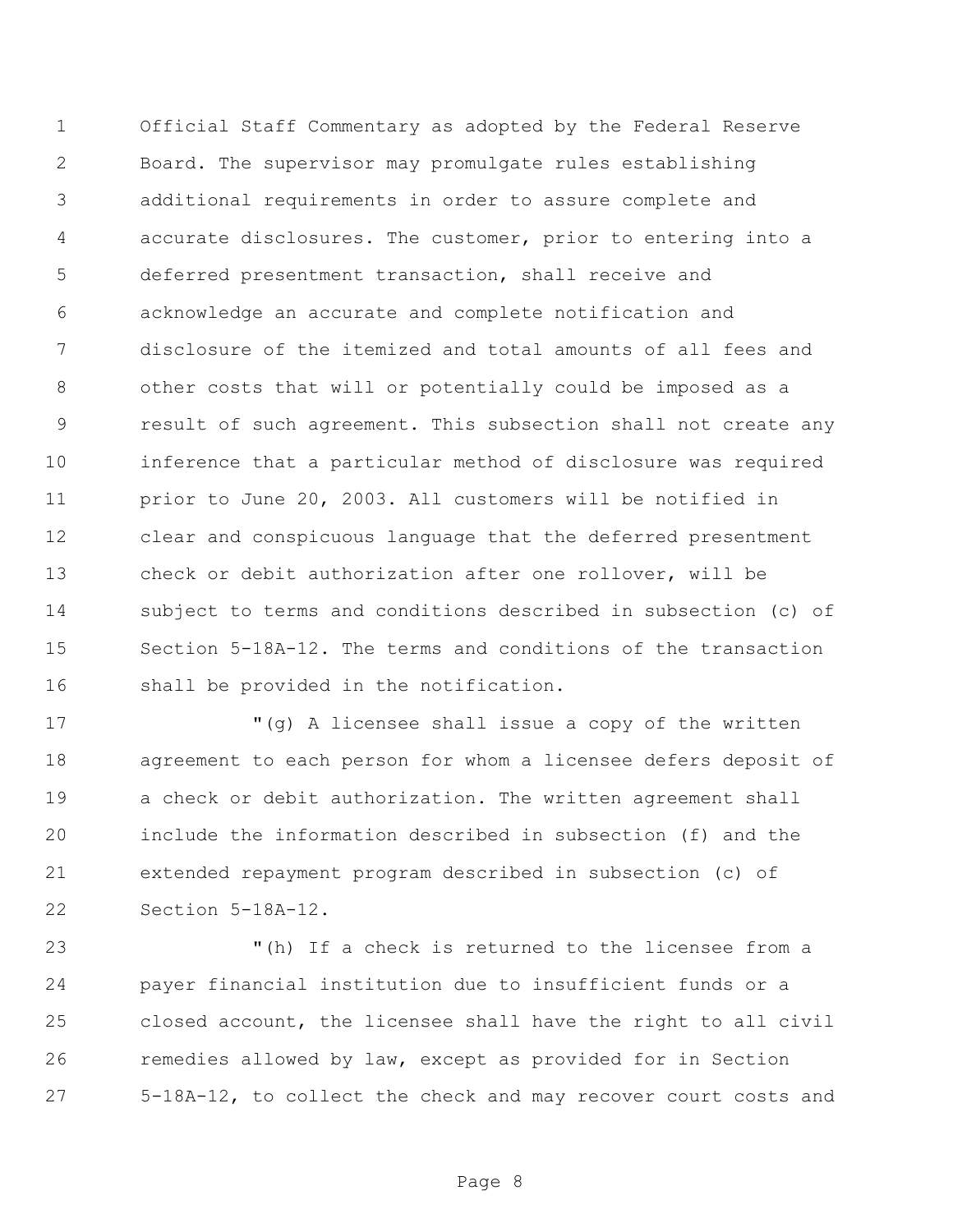Official Staff Commentary as adopted by the Federal Reserve Board. The supervisor may promulgate rules establishing additional requirements in order to assure complete and accurate disclosures. The customer, prior to entering into a deferred presentment transaction, shall receive and acknowledge an accurate and complete notification and disclosure of the itemized and total amounts of all fees and other costs that will or potentially could be imposed as a result of such agreement. This subsection shall not create any inference that a particular method of disclosure was required prior to June 20, 2003. All customers will be notified in clear and conspicuous language that the deferred presentment check or debit authorization after one rollover, will be subject to terms and conditions described in subsection (c) of Section 5-18A-12. The terms and conditions of the transaction shall be provided in the notification.

"(g) A licensee shall issue a copy of the written agreement to each person for whom a licensee defers deposit of a check or debit authorization. The written agreement shall include the information described in subsection (f) and the extended repayment program described in subsection (c) of Section 5-18A-12.

"(h) If a check is returned to the licensee from a payer financial institution due to insufficient funds or a closed account, the licensee shall have the right to all civil remedies allowed by law, except as provided for in Section 5-18A-12, to collect the check and may recover court costs and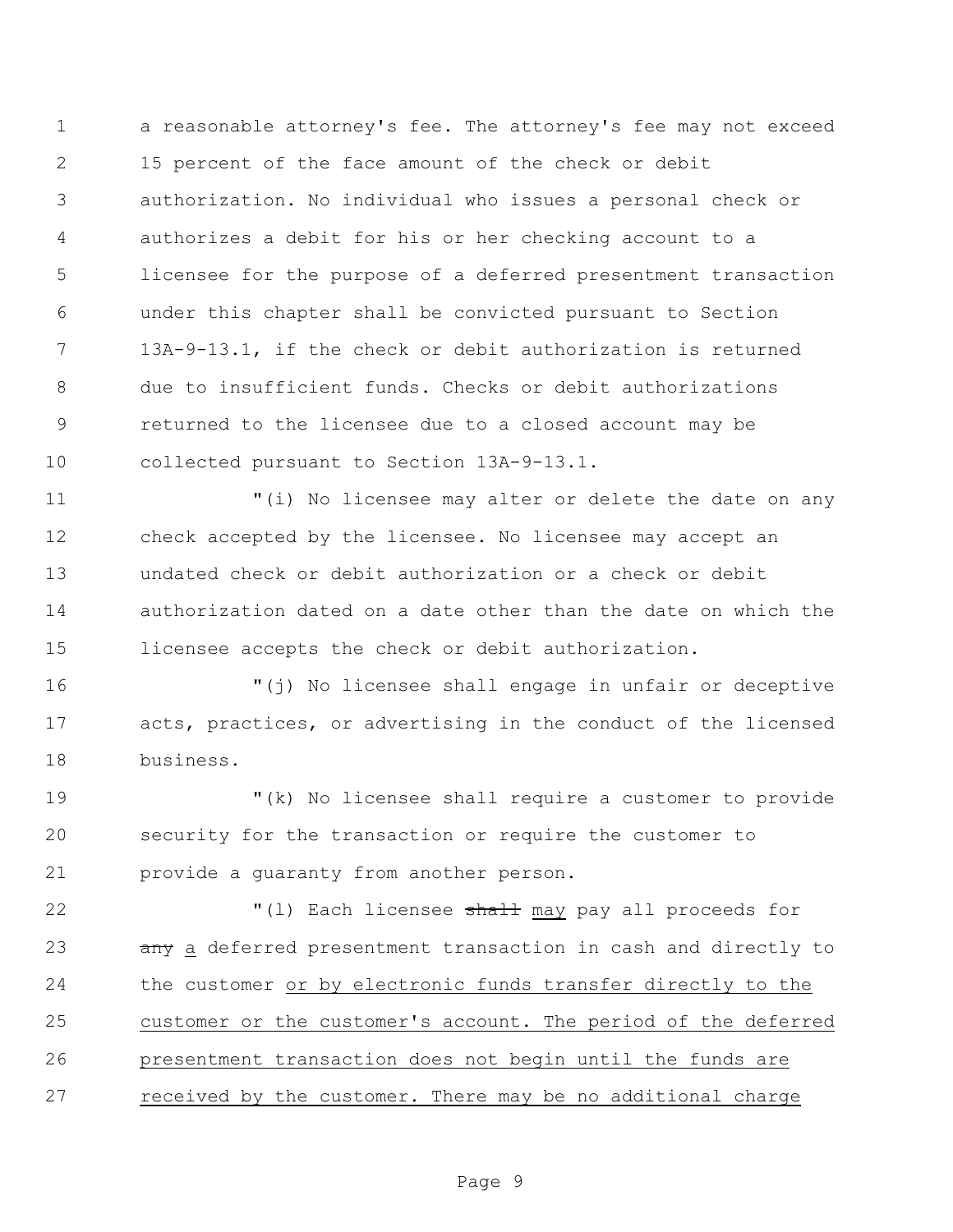a reasonable attorney's fee. The attorney's fee may not exceed 15 percent of the face amount of the check or debit authorization. No individual who issues a personal check or authorizes a debit for his or her checking account to a licensee for the purpose of a deferred presentment transaction under this chapter shall be convicted pursuant to Section 13A-9-13.1, if the check or debit authorization is returned due to insufficient funds. Checks or debit authorizations returned to the licensee due to a closed account may be collected pursuant to Section 13A-9-13.1.

"(i) No licensee may alter or delete the date on any check accepted by the licensee. No licensee may accept an undated check or debit authorization or a check or debit authorization dated on a date other than the date on which the licensee accepts the check or debit authorization.

"(j) No licensee shall engage in unfair or deceptive acts, practices, or advertising in the conduct of the licensed business.

"(k) No licensee shall require a customer to provide security for the transaction or require the customer to provide a guaranty from another person.

"(l) Each licensee ~~shall~~ <u>may</u> pay all proceeds for ~~any~~ <u>a</u> deferred presentment transaction in cash and directly to the customer <u>or by electronic funds transfer directly to the customer or the customer's account. The period of the deferred presentment transaction does not begin until the funds are received by the customer. There may be no additional charge</u>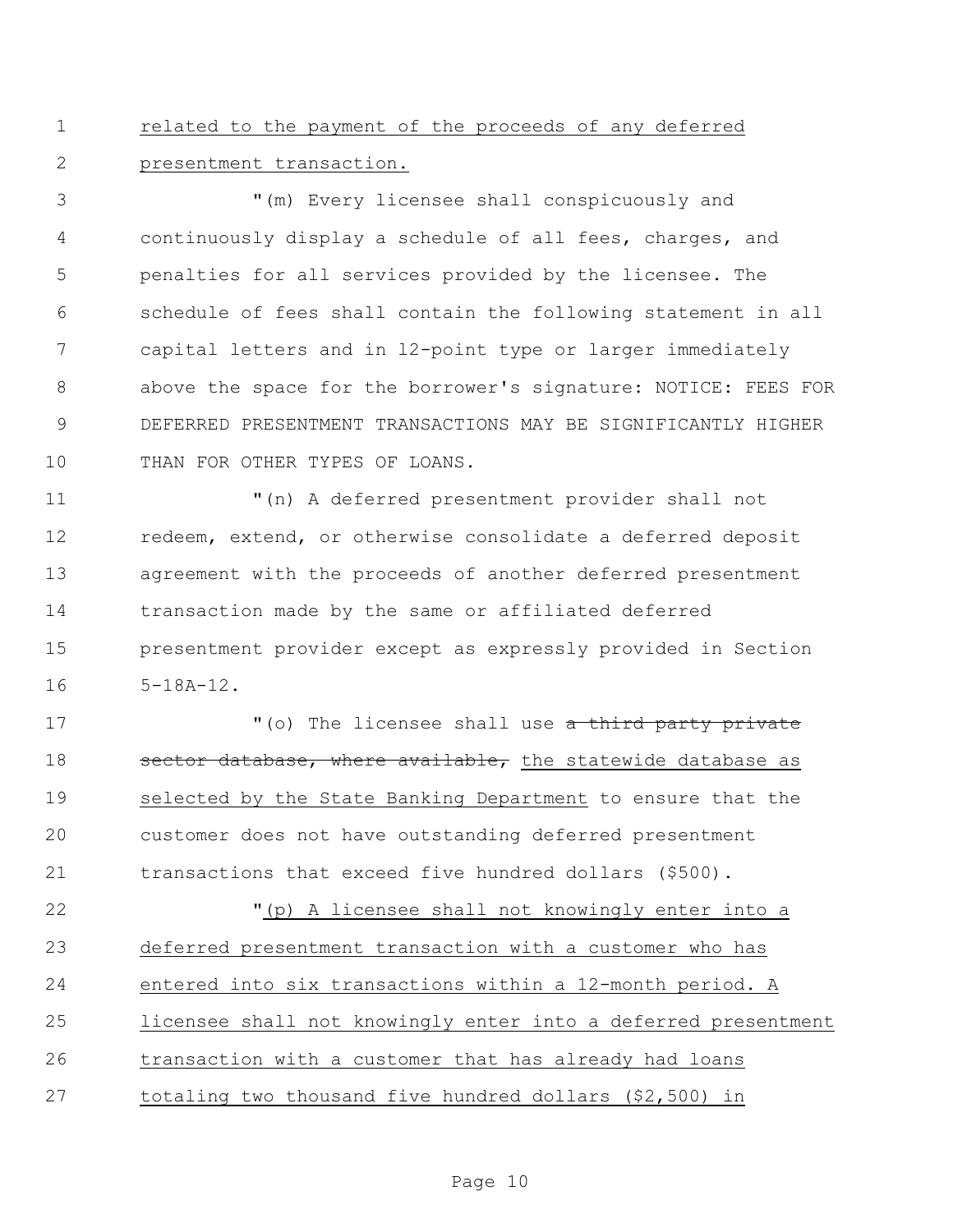related to the payment of the proceeds of any deferred presentment transaction.

"(m) Every licensee shall conspicuously and continuously display a schedule of all fees, charges, and penalties for all services provided by the licensee. The schedule of fees shall contain the following statement in all capital letters and in 12-point type or larger immediately above the space for the borrower's signature: NOTICE: FEES FOR DEFERRED PRESENTMENT TRANSACTIONS MAY BE SIGNIFICANTLY HIGHER THAN FOR OTHER TYPES OF LOANS.

"(n) A deferred presentment provider shall not redeem, extend, or otherwise consolidate a deferred deposit agreement with the proceeds of another deferred presentment transaction made by the same or affiliated deferred presentment provider except as expressly provided in Section 5-18A-12.

"(o) The licensee shall use ~~a third party private sector database, where available,~~ the statewide database as selected by the State Banking Department to ensure that the customer does not have outstanding deferred presentment transactions that exceed five hundred dollars ($500).

"(p) A licensee shall not knowingly enter into a deferred presentment transaction with a customer who has entered into six transactions within a 12-month period. A licensee shall not knowingly enter into a deferred presentment transaction with a customer that has already had loans totaling two thousand five hundred dollars ($2,500) in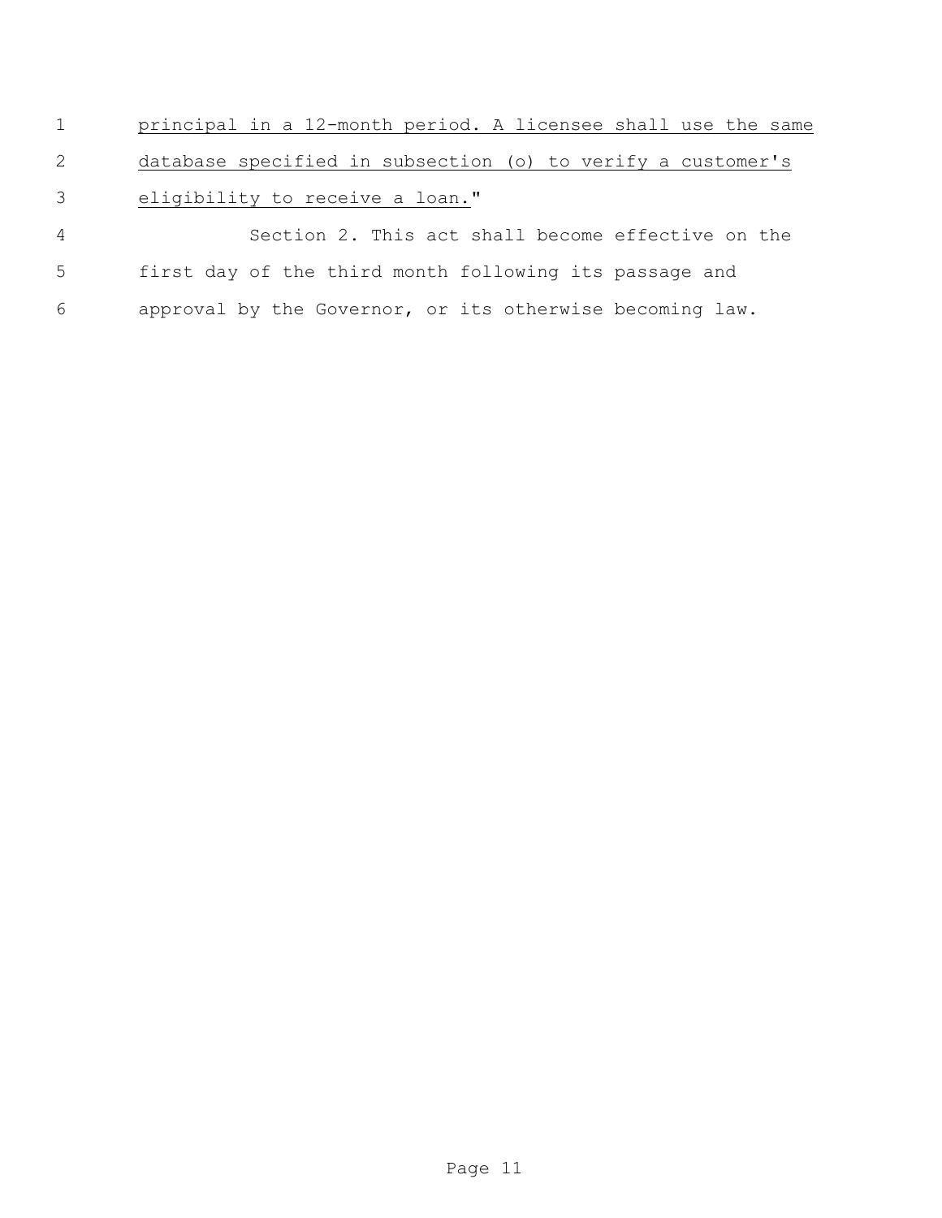principal in a 12-month period. A licensee shall use the same database specified in subsection (o) to verify a customer's eligibility to receive a loan."

Section 2. This act shall become effective on the first day of the third month following its passage and approval by the Governor, or its otherwise becoming law.